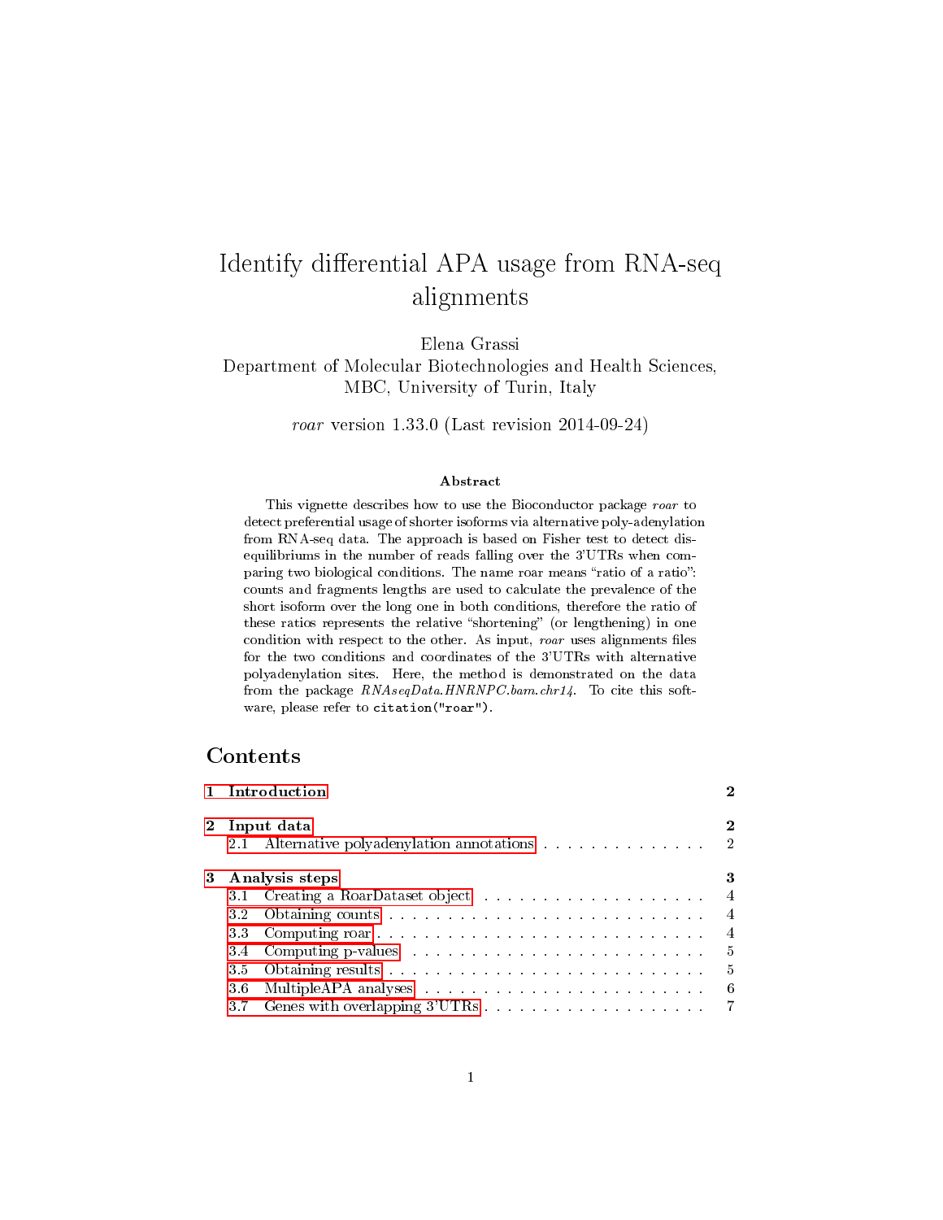# Identify differential APA usage from RNA-seq alignments

Elena Grassi
Department of Molecular Biotechnologies and Health Sciences, MBC, University of Turin, Italy

*roar* version 1.33.0 (Last revision 2014-09-24)

### Abstract

This vignette describes how to use the Bioconductor package *roar* to detect preferential usage of shorter isoforms via alternative poly-adenylation from RNA-seq data. The approach is based on Fisher test to detect disequilibriums in the number of reads falling over the 3'UTRs when comparing two biological conditions. The name roar means "ratio of a ratio": counts and fragments lengths are used to calculate the prevalence of the short isoform over the long one in both conditions, therefore the ratio of these ratios represents the relative "shortening" (or lengthening) in one condition with respect to the other. As input, *roar* uses alignments files for the two conditions and coordinates of the 3'UTRs with alternative polyadenylation sites. Here, the method is demonstrated on the data from the package *RNAseqData.HNRNPC.bam.chr14*. To cite this software, please refer to `citation("roar")`.

## Contents

**1 Introduction** — 2

**2 Input data** — 2
- 2.1 Alternative polyadenylation annotations — 2

**3 Analysis steps** — 3
- 3.1 Creating a RoarDataset object — 4
- 3.2 Obtaining counts — 4
- 3.3 Computing roar — 4
- 3.4 Computing p-values — 5
- 3.5 Obtaining results — 5
- 3.6 MultipleAPA analyses — 6
- 3.7 Genes with overlapping 3'UTRs — 7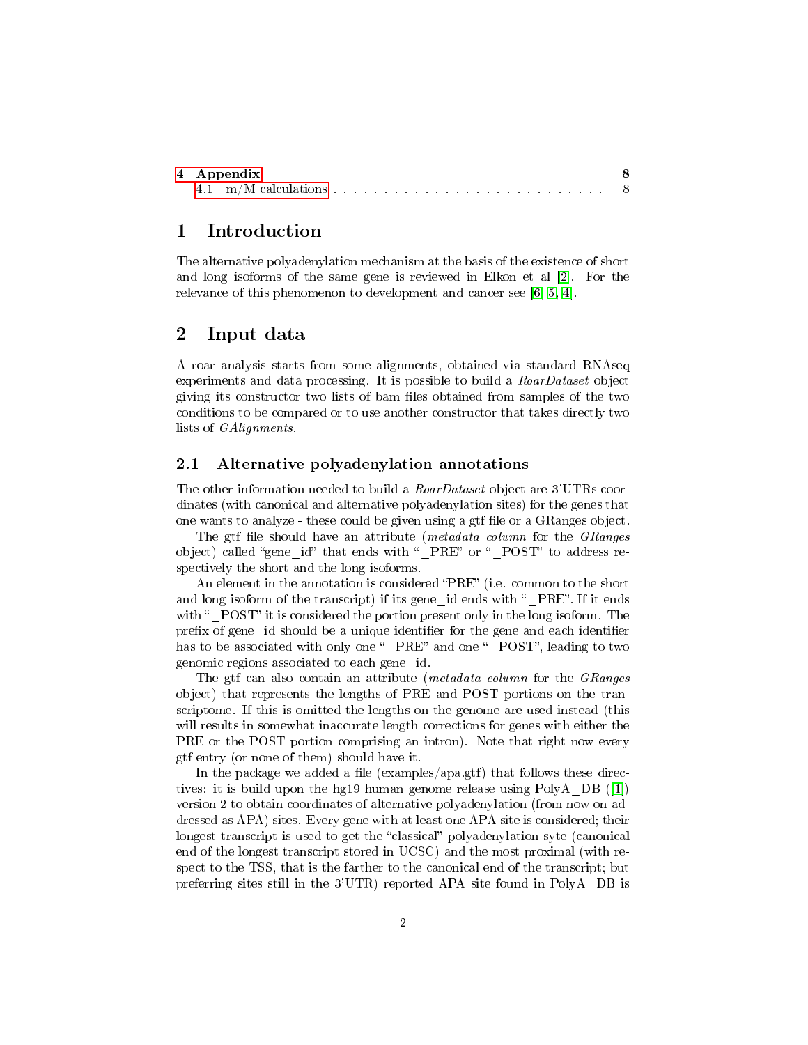| 4 Appendix | 8 |
|---|---|
| 4.1 m/M calculations | 8 |

# 1 Introduction

The alternative polyadenylation mechanism at the basis of the existence of short and long isoforms of the same gene is reviewed in Elkon et al [2]. For the relevance of this phenomenon to development and cancer see [6, 5, 4].

# 2 Input data

A roar analysis starts from some alignments, obtained via standard RNAseq experiments and data processing. It is possible to build a *RoarDataset* object giving its constructor two lists of bam files obtained from samples of the two conditions to be compared or to use another constructor that takes directly two lists of *GAlignments*.

## 2.1 Alternative polyadenylation annotations

The other information needed to build a *RoarDataset* object are 3'UTRs coordinates (with canonical and alternative polyadenylation sites) for the genes that one wants to analyze - these could be given using a gtf file or a GRanges object.

The gtf file should have an attribute (*metadata column* for the *GRanges* object) called "gene_id" that ends with "_PRE" or "_POST" to address respectively the short and the long isoforms.

An element in the annotation is considered "PRE" (i.e. common to the short and long isoform of the transcript) if its gene_id ends with "_PRE". If it ends with "_POST" it is considered the portion present only in the long isoform. The prefix of gene_id should be a unique identifier for the gene and each identifier has to be associated with only one "_PRE" and one "_POST", leading to two genomic regions associated to each gene_id.

The gtf can also contain an attribute (*metadata column* for the *GRanges* object) that represents the lengths of PRE and POST portions on the transcriptome. If this is omitted the lengths on the genome are used instead (this will results in somewhat inaccurate length corrections for genes with either the PRE or the POST portion comprising an intron). Note that right now every gtf entry (or none of them) should have it.

In the package we added a file (examples/apa.gtf) that follows these directives: it is build upon the hg19 human genome release using PolyA_DB ([1]) version 2 to obtain coordinates of alternative polyadenylation (from now on addressed as APA) sites. Every gene with at least one APA site is considered; their longest transcript is used to get the "classical" polyadenylation syte (canonical end of the longest transcript stored in UCSC) and the most proximal (with respect to the TSS, that is the farther to the canonical end of the transcript; but preferring sites still in the 3'UTR) reported APA site found in PolyA_DB is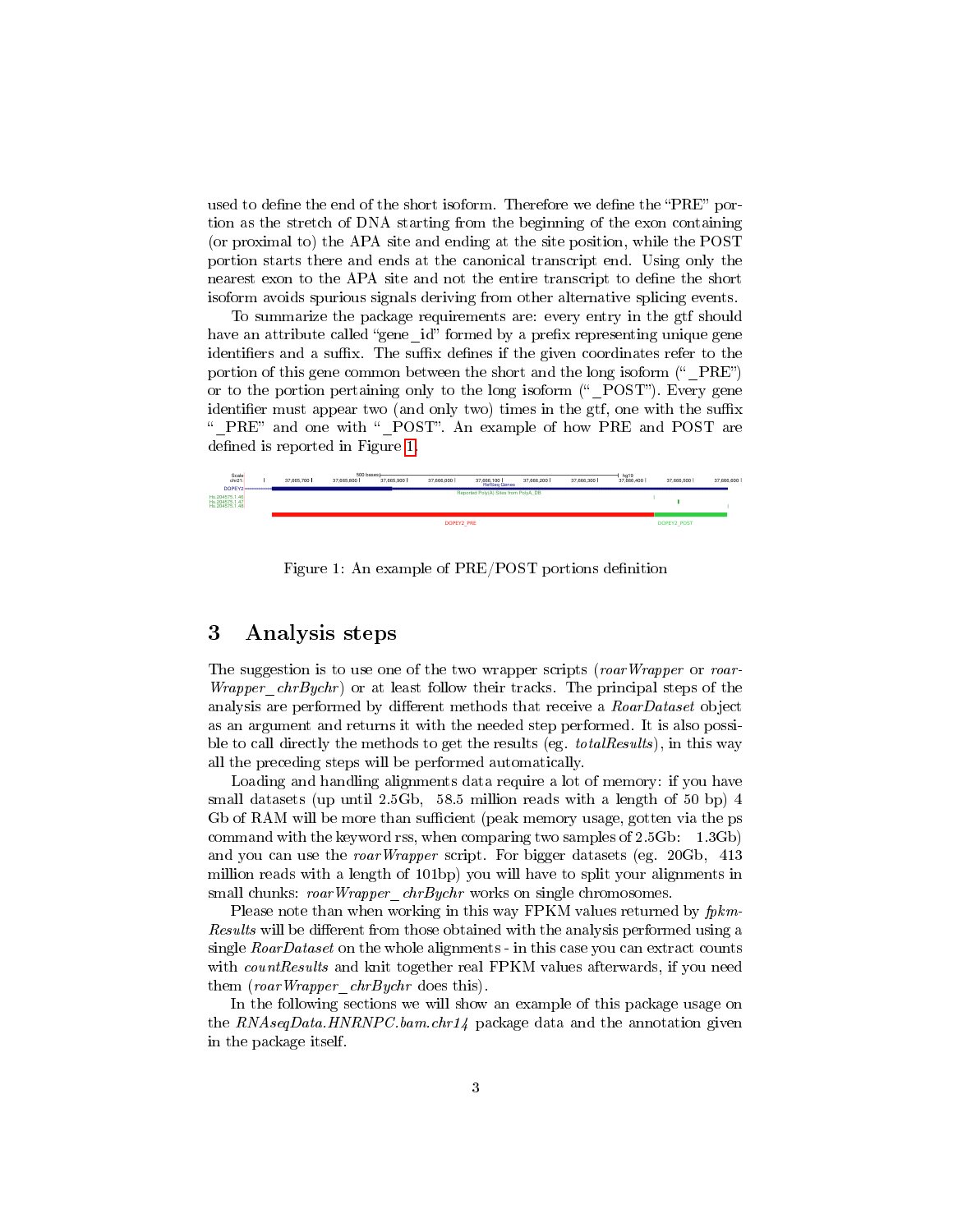used to define the end of the short isoform. Therefore we define the "PRE" portion as the stretch of DNA starting from the beginning of the exon containing (or proximal to) the APA site and ending at the site position, while the POST portion starts there and ends at the canonical transcript end. Using only the nearest exon to the APA site and not the entire transcript to define the short isoform avoids spurious signals deriving from other alternative splicing events.

To summarize the package requirements are: every entry in the gtf should have an attribute called "gene_id" formed by a prefix representing unique gene identifiers and a suffix. The suffix defines if the given coordinates refer to the portion of this gene common between the short and the long isoform ("_PRE") or to the portion pertaining only to the long isoform ("_POST"). Every gene identifier must appear two (and only two) times in the gtf, one with the suffix "_PRE" and one with "_POST". An example of how PRE and POST are defined is reported in Figure 1.

Figure 1: An example of PRE/POST portions definition

## 3 Analysis steps

The suggestion is to use one of the two wrapper scripts (*roarWrapper* or *roarWrapper_chrBychr*) or at least follow their tracks. The principal steps of the analysis are performed by different methods that receive a *RoarDataset* object as an argument and returns it with the needed step performed. It is also possible to call directly the methods to get the results (eg. *totalResults*), in this way all the preceding steps will be performed automatically.

Loading and handling alignments data require a lot of memory: if you have small datasets (up until 2.5Gb, 58.5 million reads with a length of 50 bp) 4 Gb of RAM will be more than sufficient (peak memory usage, gotten via the ps command with the keyword rss, when comparing two samples of 2.5Gb: 1.3Gb) and you can use the *roarWrapper* script. For bigger datasets (eg. 20Gb, 413 million reads with a length of 101bp) you will have to split your alignments in small chunks: *roarWrapper_chrBychr* works on single chromosomes.

Please note than when working in this way FPKM values returned by *fpkmResults* will be different from those obtained with the analysis performed using a single *RoarDataset* on the whole alignments - in this case you can extract counts with *countResults* and knit together real FPKM values afterwards, if you need them (*roarWrapper_chrBychr* does this).

In the following sections we will show an example of this package usage on the *RNAseqData.HNRNPC.bam.chr14* package data and the annotation given in the package itself.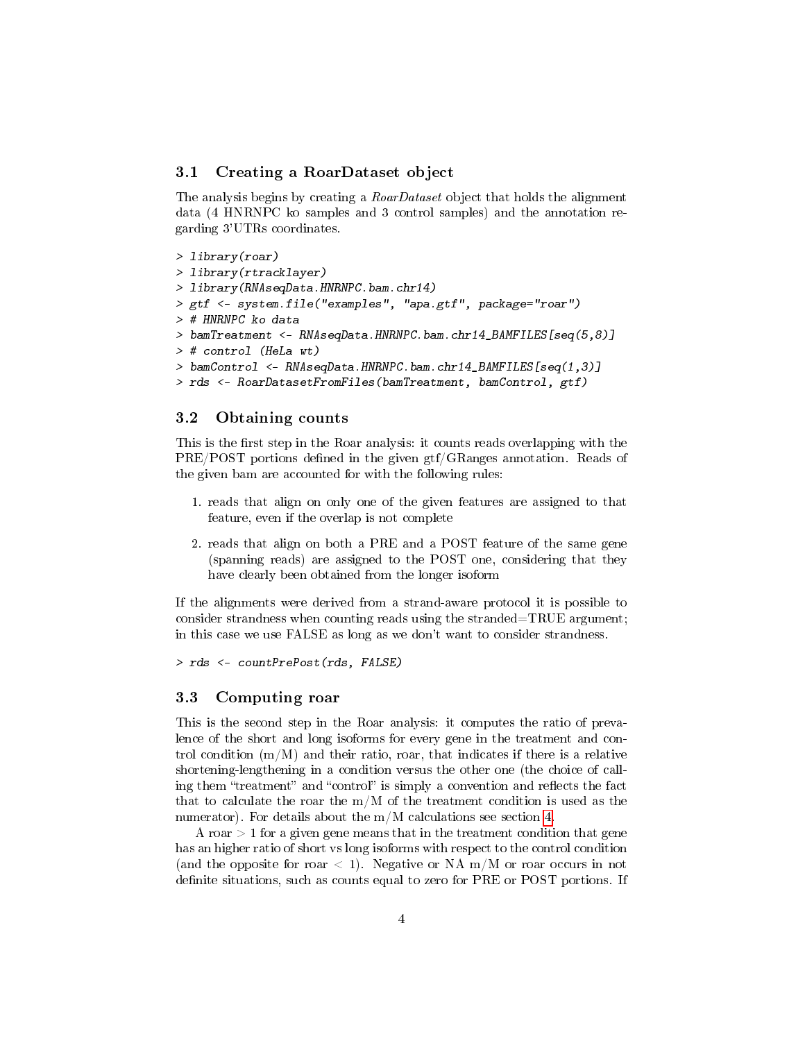### 3.1 Creating a RoarDataset object

The analysis begins by creating a *RoarDataset* object that holds the alignment data (4 HNRNPC ko samples and 3 control samples) and the annotation regarding 3'UTRs coordinates.

```
> library(roar)
> library(rtracklayer)
> library(RNAseqData.HNRNPC.bam.chr14)
> gtf <- system.file("examples", "apa.gtf", package="roar")
> # HNRNPC ko data
> bamTreatment <- RNAseqData.HNRNPC.bam.chr14_BAMFILES[seq(5,8)]
> # control (HeLa wt)
> bamControl <- RNAseqData.HNRNPC.bam.chr14_BAMFILES[seq(1,3)]
> rds <- RoarDatasetFromFiles(bamTreatment, bamControl, gtf)
```

### 3.2 Obtaining counts

This is the first step in the Roar analysis: it counts reads overlapping with the PRE/POST portions defined in the given gtf/GRanges annotation. Reads of the given bam are accounted for with the following rules:

1. reads that align on only one of the given features are assigned to that feature, even if the overlap is not complete
2. reads that align on both a PRE and a POST feature of the same gene (spanning reads) are assigned to the POST one, considering that they have clearly been obtained from the longer isoform

If the alignments were derived from a strand-aware protocol it is possible to consider strandness when counting reads using the stranded=TRUE argument; in this case we use FALSE as long as we don't want to consider strandness.

```
> rds <- countPrePost(rds, FALSE)
```

### 3.3 Computing roar

This is the second step in the Roar analysis: it computes the ratio of prevalence of the short and long isoforms for every gene in the treatment and control condition (m/M) and their ratio, roar, that indicates if there is a relative shortening-lengthening in a condition versus the other one (the choice of calling them "treatment" and "control" is simply a convention and reflects the fact that to calculate the roar the m/M of the treatment condition is used as the numerator). For details about the m/M calculations see section 4.

A roar $> 1$ for a given gene means that in the treatment condition that gene has an higher ratio of short vs long isoforms with respect to the control condition (and the opposite for roar $< 1$). Negative or NA m/M or roar occurs in not definite situations, such as counts equal to zero for PRE or POST portions. If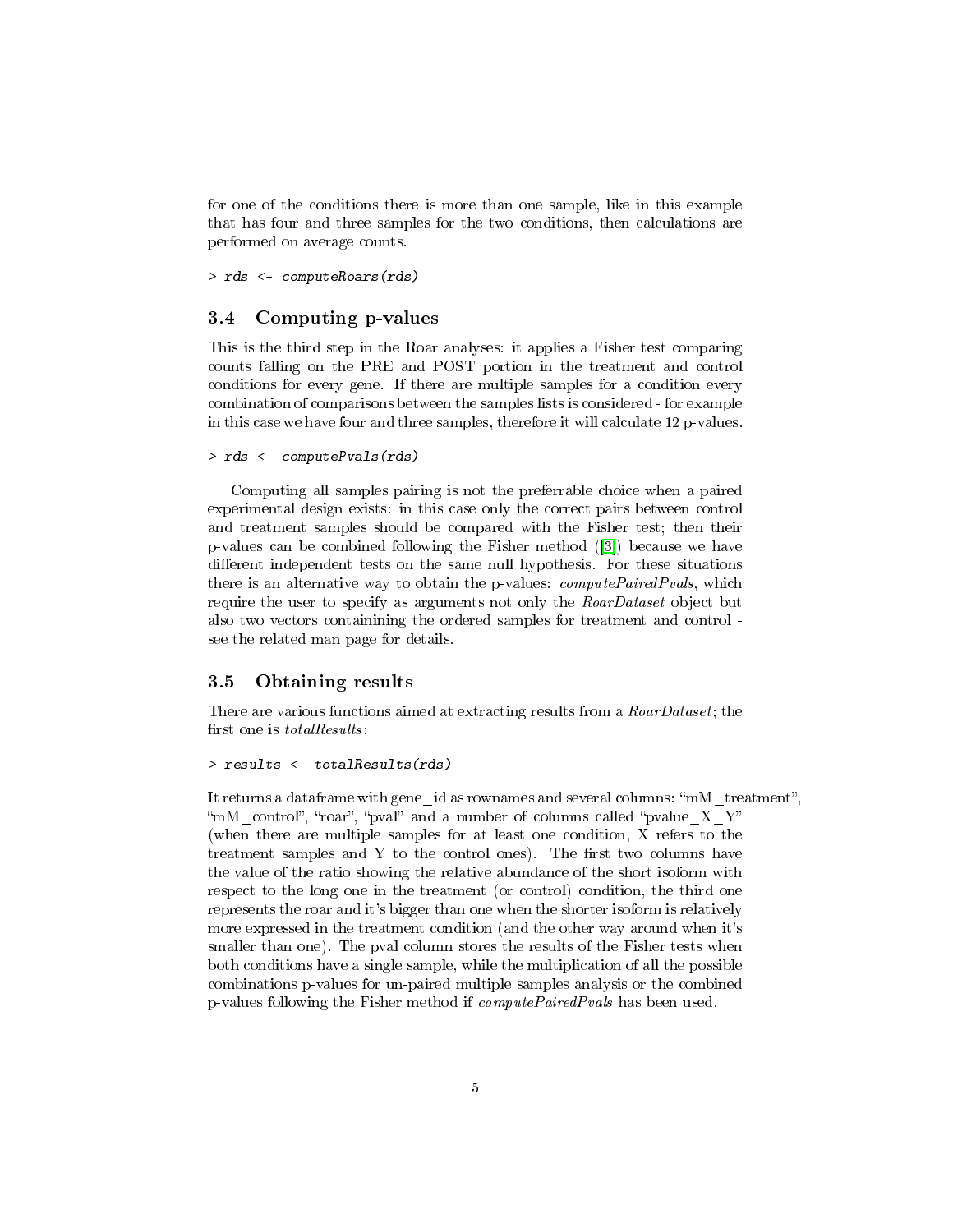for one of the conditions there is more than one sample, like in this example that has four and three samples for the two conditions, then calculations are performed on average counts.

```
> rds <- computeRoars(rds)
```

### 3.4 Computing p-values

This is the third step in the Roar analyses: it applies a Fisher test comparing counts falling on the PRE and POST portion in the treatment and control conditions for every gene. If there are multiple samples for a condition every combination of comparisons between the samples lists is considered - for example in this case we have four and three samples, therefore it will calculate 12 p-values.

```
> rds <- computePvals(rds)
```

Computing all samples pairing is not the preferrable choice when a paired experimental design exists: in this case only the correct pairs between control and treatment samples should be compared with the Fisher test; then their p-values can be combined following the Fisher method ([3]) because we have different independent tests on the same null hypothesis. For these situations there is an alternative way to obtain the p-values: *computePairedPvals*, which require the user to specify as arguments not only the *RoarDataset* object but also two vectors containining the ordered samples for treatment and control - see the related man page for details.

### 3.5 Obtaining results

There are various functions aimed at extracting results from a *RoarDataset*; the first one is *totalResults*:

```
> results <- totalResults(rds)
```

It returns a dataframe with gene_id as rownames and several columns: "mM_treatment", "mM_control", "roar", "pval" and a number of columns called "pvalue_X_Y" (when there are multiple samples for at least one condition, X refers to the treatment samples and Y to the control ones). The first two columns have the value of the ratio showing the relative abundance of the short isoform with respect to the long one in the treatment (or control) condition, the third one represents the roar and it's bigger than one when the shorter isoform is relatively more expressed in the treatment condition (and the other way around when it's smaller than one). The pval column stores the results of the Fisher tests when both conditions have a single sample, while the multiplication of all the possible combinations p-values for un-paired multiple samples analysis or the combined p-values following the Fisher method if *computePairedPvals* has been used.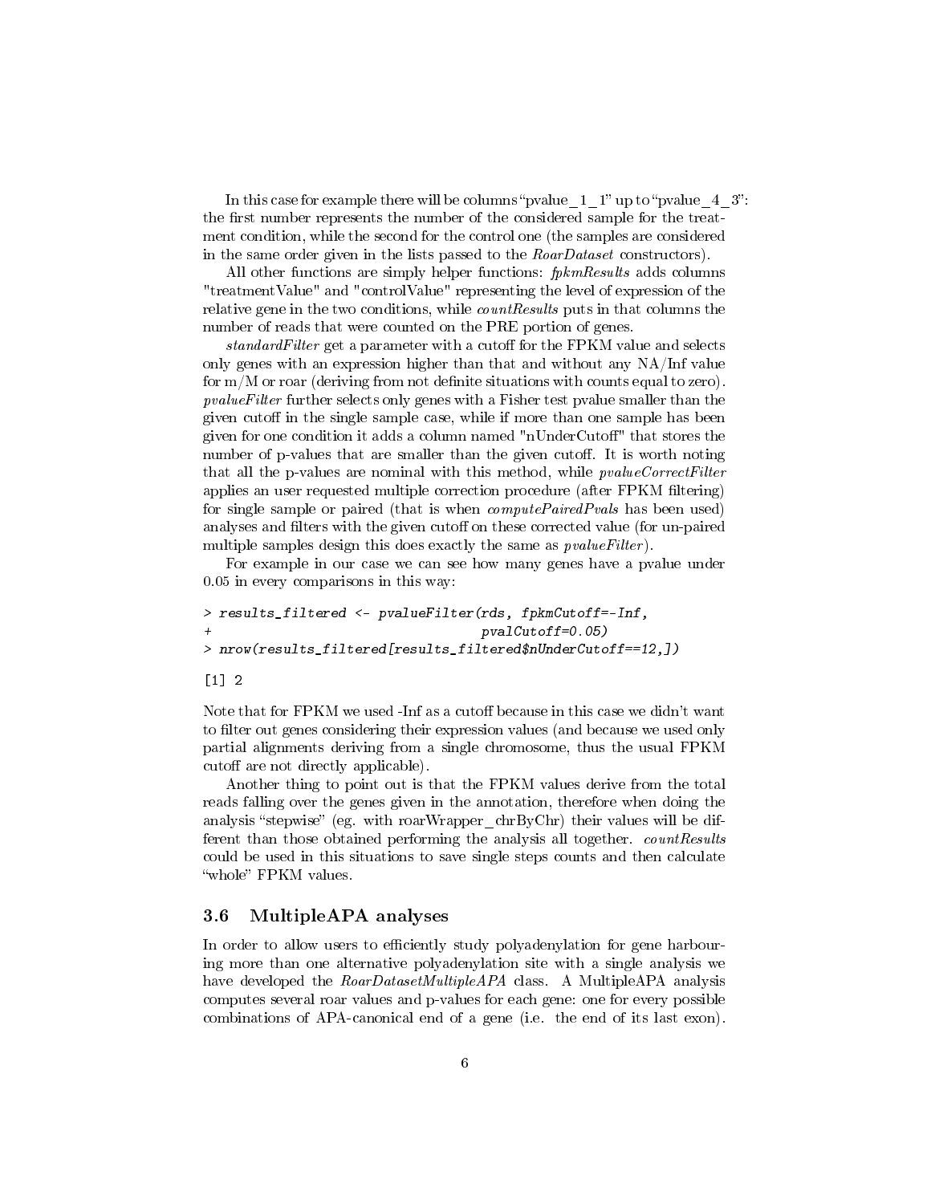In this case for example there will be columns "pvalue_1_1" up to "pvalue_4_3": the first number represents the number of the considered sample for the treatment condition, while the second for the control one (the samples are considered in the same order given in the lists passed to the *RoarDataset* constructors).

All other functions are simply helper functions: *fpkmResults* adds columns "treatmentValue" and "controlValue" representing the level of expression of the relative gene in the two conditions, while *countResults* puts in that columns the number of reads that were counted on the PRE portion of genes.

*standardFilter* get a parameter with a cutoff for the FPKM value and selects only genes with an expression higher than that and without any NA/Inf value for m/M or roar (deriving from not definite situations with counts equal to zero). *pvalueFilter* further selects only genes with a Fisher test pvalue smaller than the given cutoff in the single sample case, while if more than one sample has been given for one condition it adds a column named "nUnderCutoff" that stores the number of p-values that are smaller than the given cutoff. It is worth noting that all the p-values are nominal with this method, while *pvalueCorrectFilter* applies an user requested multiple correction procedure (after FPKM filtering) for single sample or paired (that is when *computePairedPvals* has been used) analyses and filters with the given cutoff on these corrected value (for un-paired multiple samples design this does exactly the same as *pvalueFilter*).

For example in our case we can see how many genes have a pvalue under 0.05 in every comparisons in this way:

```
> results_filtered <- pvalueFilter(rds, fpkmCutoff=-Inf,
+                                  pvalCutoff=0.05)
> nrow(results_filtered[results_filtered$nUnderCutoff==12,])
```

```
[1] 2
```

Note that for FPKM we used -Inf as a cutoff because in this case we didn't want to filter out genes considering their expression values (and because we used only partial alignments deriving from a single chromosome, thus the usual FPKM cutoff are not directly applicable).

Another thing to point out is that the FPKM values derive from the total reads falling over the genes given in the annotation, therefore when doing the analysis "stepwise" (eg. with roarWrapper_chrByChr) their values will be different than those obtained performing the analysis all together. *countResults* could be used in this situations to save single steps counts and then calculate "whole" FPKM values.

### 3.6 MultipleAPA analyses

In order to allow users to efficiently study polyadenylation for gene harbouring more than one alternative polyadenylation site with a single analysis we have developed the *RoarDatasetMultipleAPA* class. A MultipleAPA analysis computes several roar values and p-values for each gene: one for every possible combinations of APA-canonical end of a gene (i.e. the end of its last exon).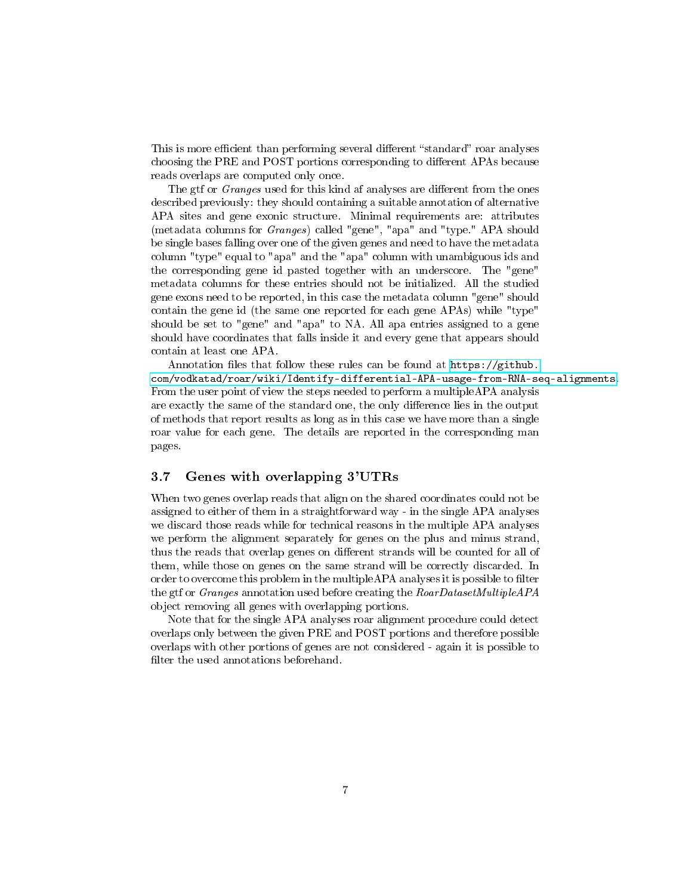This is more efficient than performing several different “standard” roar analyses choosing the PRE and POST portions corresponding to different APAs because reads overlaps are computed only once.

The gtf or *Granges* used for this kind af analyses are different from the ones described previously: they should containing a suitable annotation of alternative APA sites and gene exonic structure. Minimal requirements are: attributes (metadata columns for *Granges*) called "gene", "apa" and "type." APA should be single bases falling over one of the given genes and need to have the metadata column "type" equal to "apa" and the "apa" column with unambiguous ids and the corresponding gene id pasted together with an underscore. The "gene" metadata columns for these entries should not be initialized. All the studied gene exons need to be reported, in this case the metadata column "gene" should contain the gene id (the same one reported for each gene APAs) while "type" should be set to "gene" and "apa" to NA. All apa entries assigned to a gene should have coordinates that falls inside it and every gene that appears should contain at least one APA.

Annotation files that follow these rules can be found at https://github.com/vodkatad/roar/wiki/Identify-differential-APA-usage-from-RNA-seq-alignments. From the user point of view the steps needed to perform a multipleAPA analysis are exactly the same of the standard one, the only difference lies in the output of methods that report results as long as in this case we have more than a single roar value for each gene. The details are reported in the corresponding man pages.

## 3.7 Genes with overlapping 3'UTRs

When two genes overlap reads that align on the shared coordinates could not be assigned to either of them in a straightforward way - in the single APA analyses we discard those reads while for technical reasons in the multiple APA analyses we perform the alignment separately for genes on the plus and minus strand, thus the reads that overlap genes on different strands will be counted for all of them, while those on genes on the same strand will be correctly discarded. In order to overcome this problem in the multipleAPA analyses it is possible to filter the gtf or *Granges* annotation used before creating the *RoarDatasetMultipleAPA* object removing all genes with overlapping portions.

Note that for the single APA analyses roar alignment procedure could detect overlaps only between the given PRE and POST portions and therefore possible overlaps with other portions of genes are not considered - again it is possible to filter the used annotations beforehand.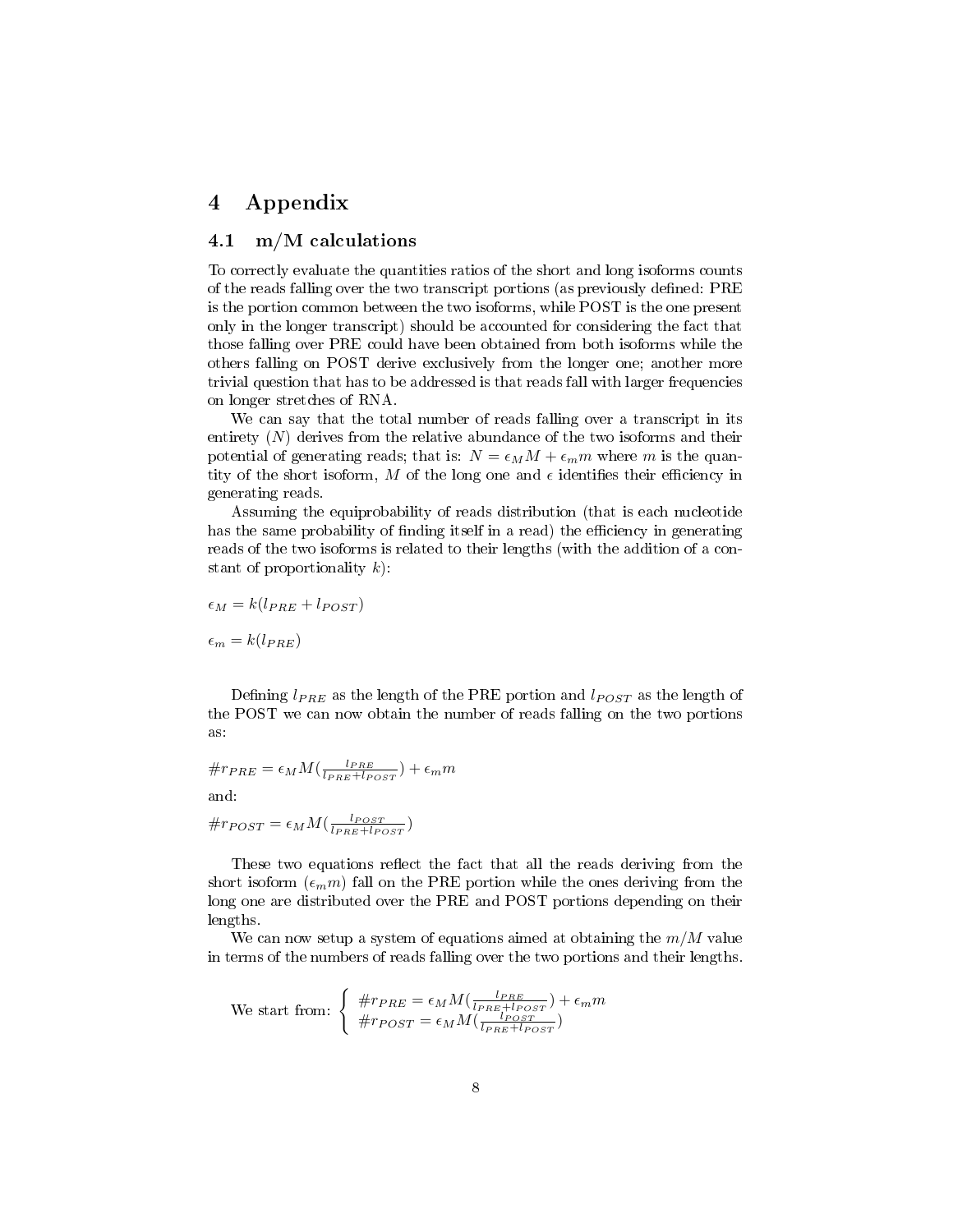# 4 Appendix

## 4.1 m/M calculations

To correctly evaluate the quantities ratios of the short and long isoforms counts of the reads falling over the two transcript portions (as previously defined: PRE is the portion common between the two isoforms, while POST is the one present only in the longer transcript) should be accounted for considering the fact that those falling over PRE could have been obtained from both isoforms while the others falling on POST derive exclusively from the longer one; another more trivial question that has to be addressed is that reads fall with larger frequencies on longer stretches of RNA.

We can say that the total number of reads falling over a transcript in its entirety ($N$) derives from the relative abundance of the two isoforms and their potential of generating reads; that is: $N = \epsilon_M M + \epsilon_m m$ where $m$ is the quantity of the short isoform, $M$ of the long one and $\epsilon$ identifies their efficiency in generating reads.

Assuming the equiprobability of reads distribution (that is each nucleotide has the same probability of finding itself in a read) the efficiency in generating reads of the two isoforms is related to their lengths (with the addition of a constant of proportionality $k$):

$$\epsilon_M = k(l_{PRE} + l_{POST})$$

$$\epsilon_m = k(l_{PRE})$$

Defining $l_{PRE}$ as the length of the PRE portion and $l_{POST}$ as the length of the POST we can now obtain the number of reads falling on the two portions as:

$$\#r_{PRE} = \epsilon_M M(\frac{l_{PRE}}{l_{PRE}+l_{POST}}) + \epsilon_m m$$

and:

$$\#r_{POST} = \epsilon_M M(\frac{l_{POST}}{l_{PRE}+l_{POST}})$$

These two equations reflect the fact that all the reads deriving from the short isoform ($\epsilon_m m$) fall on the PRE portion while the ones deriving from the long one are distributed over the PRE and POST portions depending on their lengths.

We can now setup a system of equations aimed at obtaining the $m/M$ value in terms of the numbers of reads falling over the two portions and their lengths.

We start from:
$$\begin{cases} \#r_{PRE} = \epsilon_M M(\frac{l_{PRE}}{l_{PRE}+l_{POST}}) + \epsilon_m m \\ \#r_{POST} = \epsilon_M M(\frac{l_{POST}}{l_{PRE}+l_{POST}}) \end{cases}$$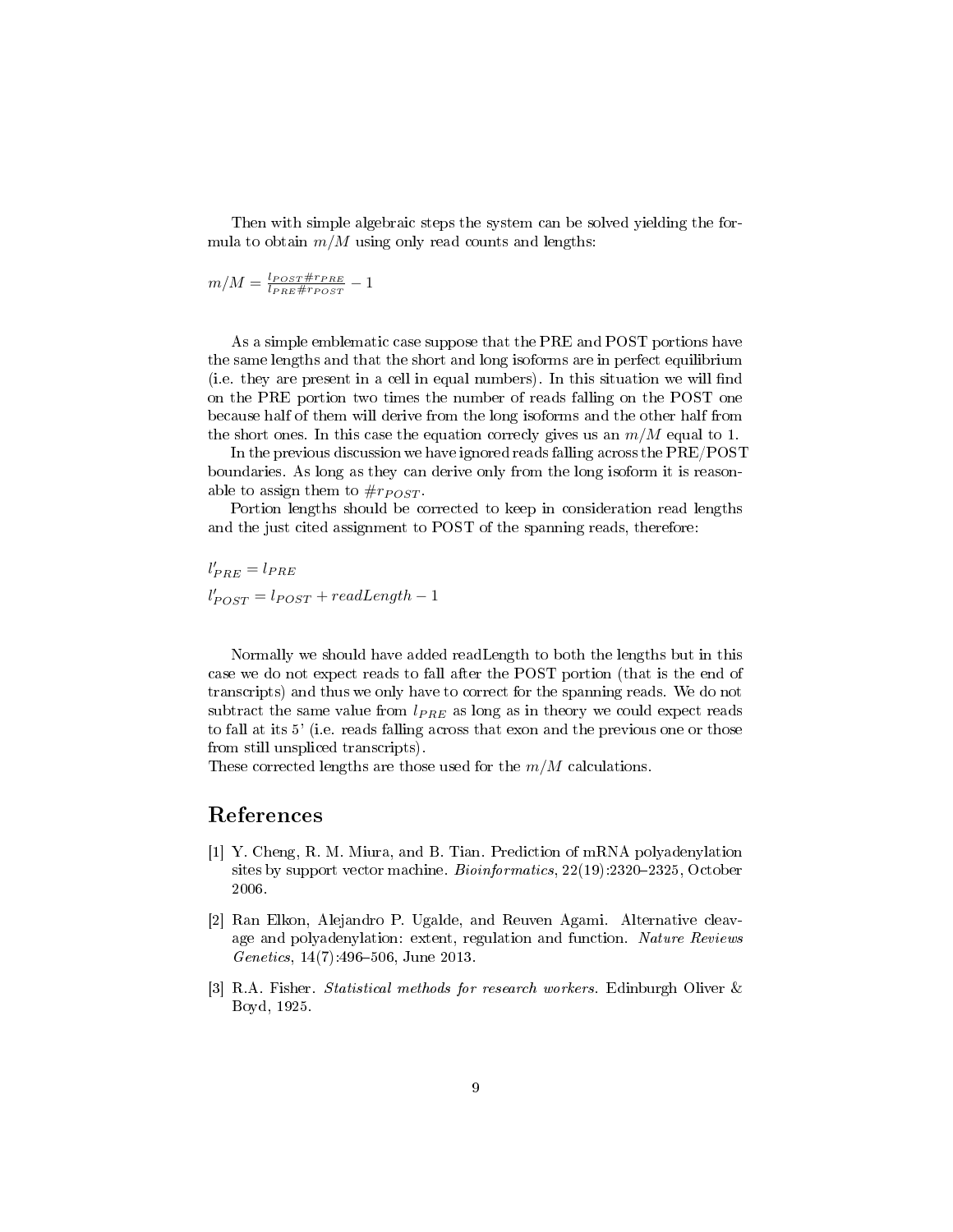Then with simple algebraic steps the system can be solved yielding the formula to obtain $m/M$ using only read counts and lengths:

$$m/M = \frac{l_{POST}\#r_{PRE}}{l_{PRE}\#r_{POST}} - 1$$

As a simple emblematic case suppose that the PRE and POST portions have the same lengths and that the short and long isoforms are in perfect equilibrium (i.e. they are present in a cell in equal numbers). In this situation we will find on the PRE portion two times the number of reads falling on the POST one because half of them will derive from the long isoforms and the other half from the short ones. In this case the equation correcly gives us an $m/M$ equal to 1.

In the previous discussion we have ignored reads falling across the PRE/POST boundaries. As long as they can derive only from the long isoform it is reasonable to assign them to $\#r_{POST}$.

Portion lengths should be corrected to keep in consideration read lengths and the just cited assignment to POST of the spanning reads, therefore:

$$l'_{PRE} = l_{PRE}$$

$$l'_{POST} = l_{POST} + readLength - 1$$

Normally we should have added readLength to both the lengths but in this case we do not expect reads to fall after the POST portion (that is the end of transcripts) and thus we only have to correct for the spanning reads. We do not subtract the same value from $l_{PRE}$ as long as in theory we could expect reads to fall at its 5' (i.e. reads falling across that exon and the previous one or those from still unspliced transcripts).

These corrected lengths are those used for the $m/M$ calculations.

## References

[1] Y. Cheng, R. M. Miura, and B. Tian. Prediction of mRNA polyadenylation sites by support vector machine. *Bioinformatics*, 22(19):2320–2325, October 2006.

[2] Ran Elkon, Alejandro P. Ugalde, and Reuven Agami. Alternative cleavage and polyadenylation: extent, regulation and function. *Nature Reviews Genetics*, 14(7):496–506, June 2013.

[3] R.A. Fisher. *Statistical methods for research workers*. Edinburgh Oliver & Boyd, 1925.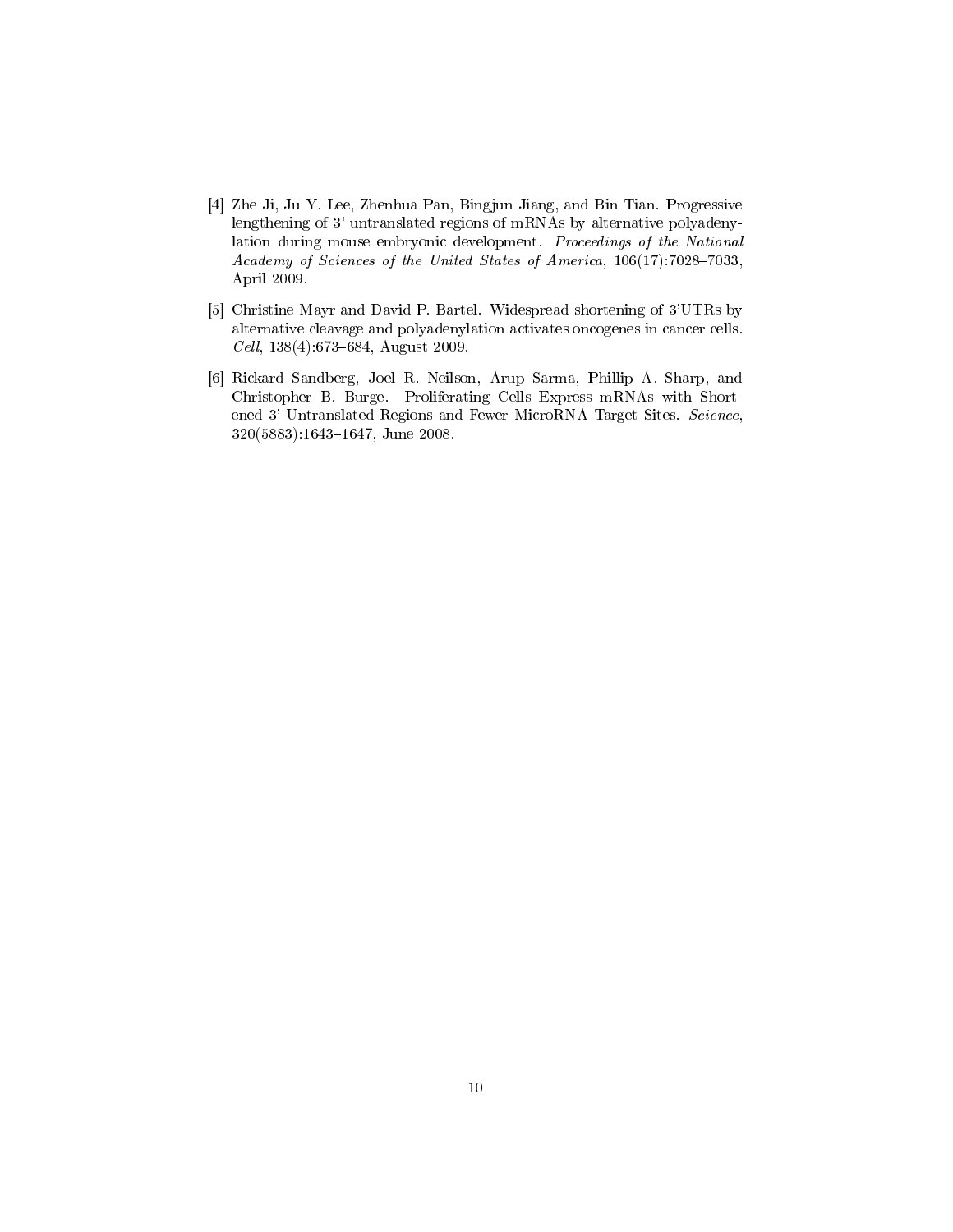[4] Zhe Ji, Ju Y. Lee, Zhenhua Pan, Bingjun Jiang, and Bin Tian. Progressive lengthening of 3' untranslated regions of mRNAs by alternative polyadenylation during mouse embryonic development. *Proceedings of the National Academy of Sciences of the United States of America*, 106(17):7028–7033, April 2009.

[5] Christine Mayr and David P. Bartel. Widespread shortening of 3'UTRs by alternative cleavage and polyadenylation activates oncogenes in cancer cells. *Cell*, 138(4):673–684, August 2009.

[6] Rickard Sandberg, Joel R. Neilson, Arup Sarma, Phillip A. Sharp, and Christopher B. Burge. Proliferating Cells Express mRNAs with Shortened 3' Untranslated Regions and Fewer MicroRNA Target Sites. *Science*, 320(5883):1643–1647, June 2008.